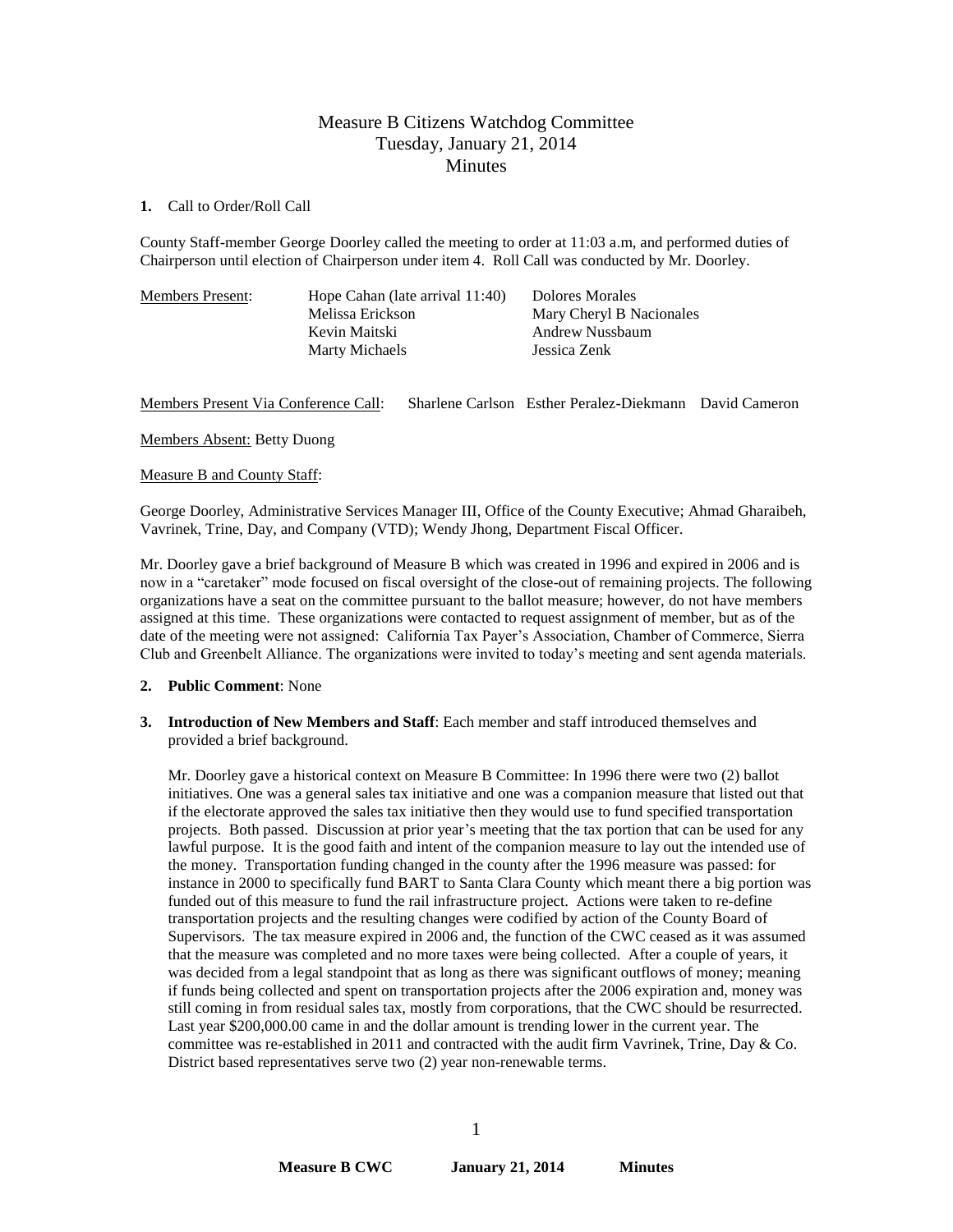# Measure B Citizens Watchdog Committee
## Tuesday, January 21, 2014
## Minutes

**1.** Call to Order/Roll Call

County Staff-member George Doorley called the meeting to order at 11:03 a.m, and performed duties of Chairperson until election of Chairperson under item 4. Roll Call was conducted by Mr. Doorley.

| Members Present: | | |
|---|---|---|
| | Hope Cahan (late arrival 11:40) | Dolores Morales |
| | Melissa Erickson | Mary Cheryl B Nacionales |
| | Kevin Maitski | Andrew Nussbaum |
| | Marty Michaels | Jessica Zenk |

Members Present Via Conference Call: Sharlene Carlson Esther Peralez-Diekmann David Cameron

Members Absent: Betty Duong

Measure B and County Staff:

George Doorley, Administrative Services Manager III, Office of the County Executive; Ahmad Gharaibeh, Vavrinek, Trine, Day, and Company (VTD); Wendy Jhong, Department Fiscal Officer.

Mr. Doorley gave a brief background of Measure B which was created in 1996 and expired in 2006 and is now in a "caretaker" mode focused on fiscal oversight of the close-out of remaining projects. The following organizations have a seat on the committee pursuant to the ballot measure; however, do not have members assigned at this time. These organizations were contacted to request assignment of member, but as of the date of the meeting were not assigned: California Tax Payer's Association, Chamber of Commerce, Sierra Club and Greenbelt Alliance. The organizations were invited to today's meeting and sent agenda materials.

**2. Public Comment**: None

**3. Introduction of New Members and Staff**: Each member and staff introduced themselves and provided a brief background.

Mr. Doorley gave a historical context on Measure B Committee: In 1996 there were two (2) ballot initiatives. One was a general sales tax initiative and one was a companion measure that listed out that if the electorate approved the sales tax initiative then they would use to fund specified transportation projects. Both passed. Discussion at prior year's meeting that the tax portion that can be used for any lawful purpose. It is the good faith and intent of the companion measure to lay out the intended use of the money. Transportation funding changed in the county after the 1996 measure was passed: for instance in 2000 to specifically fund BART to Santa Clara County which meant there a big portion was funded out of this measure to fund the rail infrastructure project. Actions were taken to re-define transportation projects and the resulting changes were codified by action of the County Board of Supervisors. The tax measure expired in 2006 and, the function of the CWC ceased as it was assumed that the measure was completed and no more taxes were being collected. After a couple of years, it was decided from a legal standpoint that as long as there was significant outflows of money; meaning if funds being collected and spent on transportation projects after the 2006 expiration and, money was still coming in from residual sales tax, mostly from corporations, that the CWC should be resurrected. Last year \$200,000.00 came in and the dollar amount is trending lower in the current year. The committee was re-established in 2011 and contracted with the audit firm Vavrinek, Trine, Day & Co. District based representatives serve two (2) year non-renewable terms.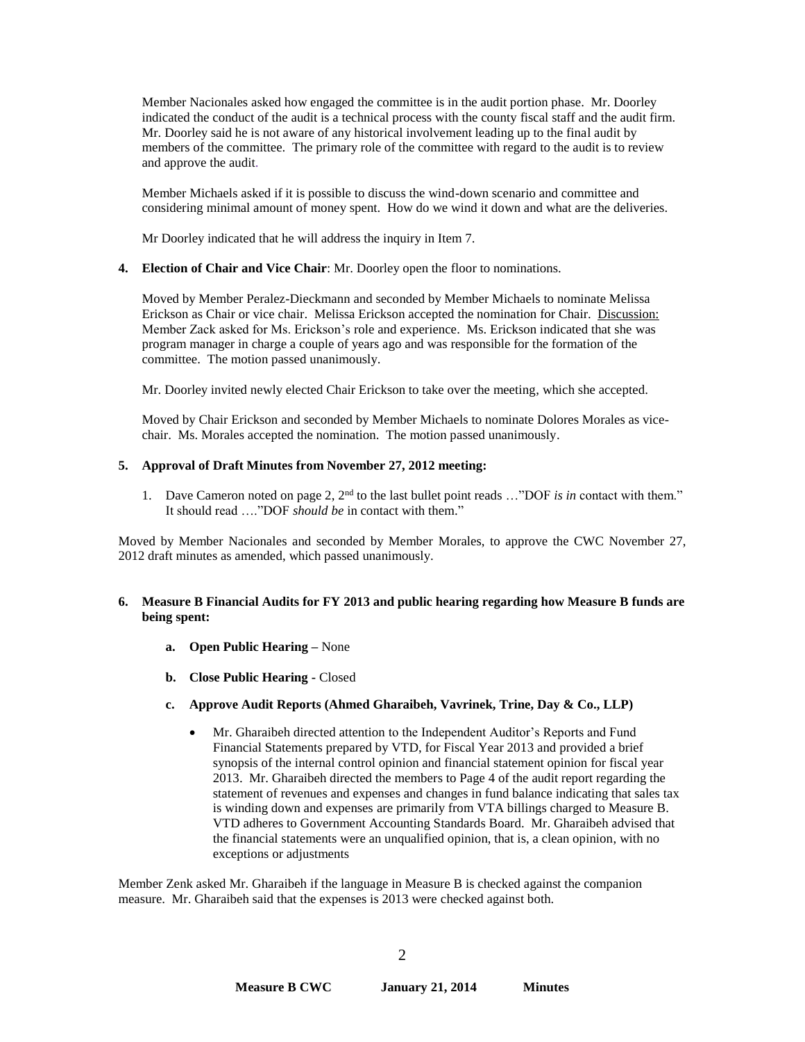Member Nacionales asked how engaged the committee is in the audit portion phase. Mr. Doorley indicated the conduct of the audit is a technical process with the county fiscal staff and the audit firm. Mr. Doorley said he is not aware of any historical involvement leading up to the final audit by members of the committee. The primary role of the committee with regard to the audit is to review and approve the audit.

Member Michaels asked if it is possible to discuss the wind-down scenario and committee and considering minimal amount of money spent. How do we wind it down and what are the deliveries.

Mr Doorley indicated that he will address the inquiry in Item 7.

**4. Election of Chair and Vice Chair**: Mr. Doorley open the floor to nominations.

Moved by Member Peralez-Dieckmann and seconded by Member Michaels to nominate Melissa Erickson as Chair or vice chair. Melissa Erickson accepted the nomination for Chair. Discussion: Member Zack asked for Ms. Erickson's role and experience. Ms. Erickson indicated that she was program manager in charge a couple of years ago and was responsible for the formation of the committee. The motion passed unanimously.

Mr. Doorley invited newly elected Chair Erickson to take over the meeting, which she accepted.

Moved by Chair Erickson and seconded by Member Michaels to nominate Dolores Morales as vice-chair. Ms. Morales accepted the nomination. The motion passed unanimously.

**5. Approval of Draft Minutes from November 27, 2012 meeting:**

1. Dave Cameron noted on page 2, 2nd to the last bullet point reads …"DOF *is in* contact with them." It should read …."DOF *should be* in contact with them."

Moved by Member Nacionales and seconded by Member Morales, to approve the CWC November 27, 2012 draft minutes as amended, which passed unanimously.

**6. Measure B Financial Audits for FY 2013 and public hearing regarding how Measure B funds are being spent:**

- **a. Open Public Hearing –** None
- **b. Close Public Hearing -** Closed
- **c. Approve Audit Reports (Ahmed Gharaibeh, Vavrinek, Trine, Day & Co., LLP)**
  - Mr. Gharaibeh directed attention to the Independent Auditor's Reports and Fund Financial Statements prepared by VTD, for Fiscal Year 2013 and provided a brief synopsis of the internal control opinion and financial statement opinion for fiscal year 2013. Mr. Gharaibeh directed the members to Page 4 of the audit report regarding the statement of revenues and expenses and changes in fund balance indicating that sales tax is winding down and expenses are primarily from VTA billings charged to Measure B. VTD adheres to Government Accounting Standards Board. Mr. Gharaibeh advised that the financial statements were an unqualified opinion, that is, a clean opinion, with no exceptions or adjustments

Member Zenk asked Mr. Gharaibeh if the language in Measure B is checked against the companion measure. Mr. Gharaibeh said that the expenses is 2013 were checked against both.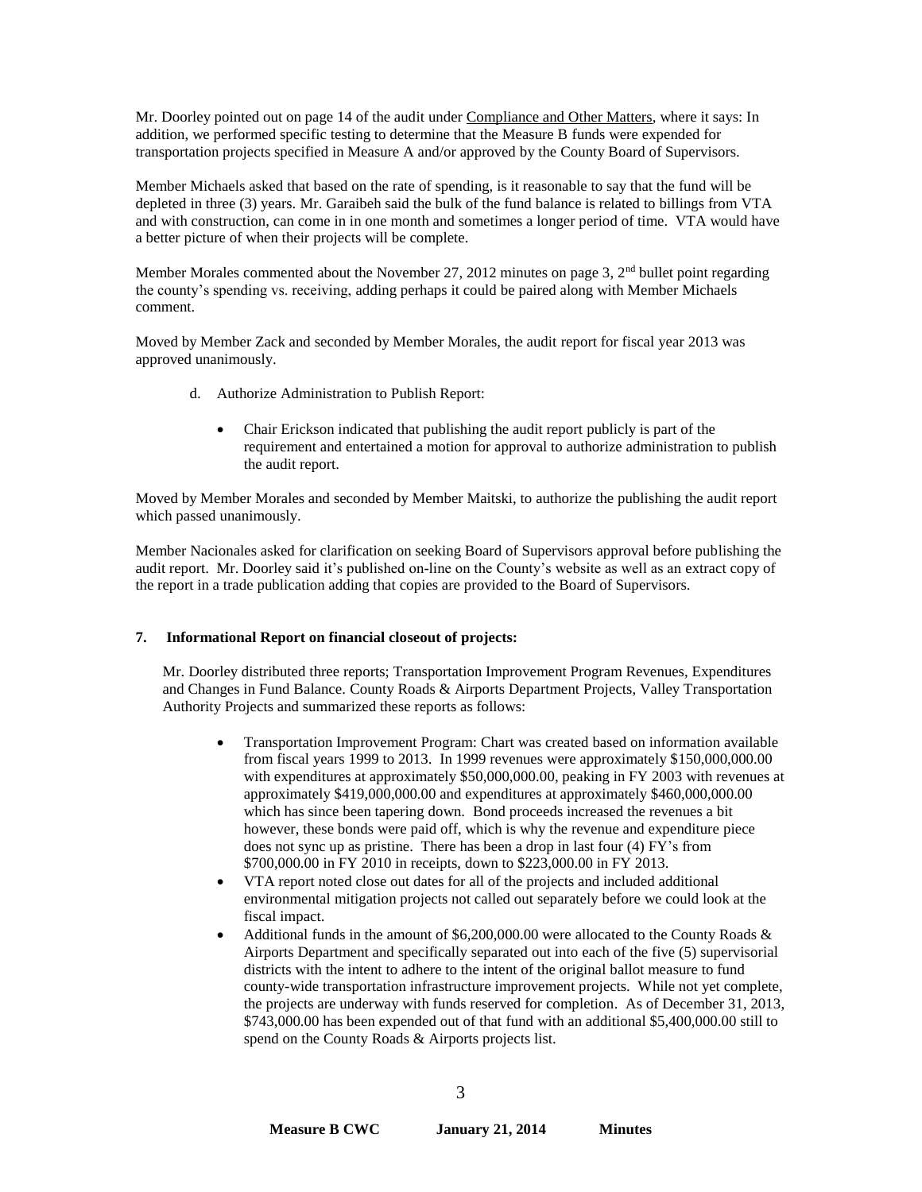Mr. Doorley pointed out on page 14 of the audit under Compliance and Other Matters, where it says: In addition, we performed specific testing to determine that the Measure B funds were expended for transportation projects specified in Measure A and/or approved by the County Board of Supervisors.

Member Michaels asked that based on the rate of spending, is it reasonable to say that the fund will be depleted in three (3) years. Mr. Garaibeh said the bulk of the fund balance is related to billings from VTA and with construction, can come in in one month and sometimes a longer period of time. VTA would have a better picture of when their projects will be complete.

Member Morales commented about the November 27, 2012 minutes on page 3, 2nd bullet point regarding the county's spending vs. receiving, adding perhaps it could be paired along with Member Michaels comment.

Moved by Member Zack and seconded by Member Morales, the audit report for fiscal year 2013 was approved unanimously.

d. Authorize Administration to Publish Report:

- Chair Erickson indicated that publishing the audit report publicly is part of the requirement and entertained a motion for approval to authorize administration to publish the audit report.

Moved by Member Morales and seconded by Member Maitski, to authorize the publishing the audit report which passed unanimously.

Member Nacionales asked for clarification on seeking Board of Supervisors approval before publishing the audit report. Mr. Doorley said it's published on-line on the County's website as well as an extract copy of the report in a trade publication adding that copies are provided to the Board of Supervisors.

**7. Informational Report on financial closeout of projects:**

Mr. Doorley distributed three reports; Transportation Improvement Program Revenues, Expenditures and Changes in Fund Balance. County Roads & Airports Department Projects, Valley Transportation Authority Projects and summarized these reports as follows:

- Transportation Improvement Program: Chart was created based on information available from fiscal years 1999 to 2013. In 1999 revenues were approximately $150,000,000.00 with expenditures at approximately $50,000,000.00, peaking in FY 2003 with revenues at approximately $419,000,000.00 and expenditures at approximately $460,000,000.00 which has since been tapering down. Bond proceeds increased the revenues a bit however, these bonds were paid off, which is why the revenue and expenditure piece does not sync up as pristine. There has been a drop in last four (4) FY's from $700,000.00 in FY 2010 in receipts, down to $223,000.00 in FY 2013.
- VTA report noted close out dates for all of the projects and included additional environmental mitigation projects not called out separately before we could look at the fiscal impact.
- Additional funds in the amount of $6,200,000.00 were allocated to the County Roads & Airports Department and specifically separated out into each of the five (5) supervisorial districts with the intent to adhere to the intent of the original ballot measure to fund county-wide transportation infrastructure improvement projects. While not yet complete, the projects are underway with funds reserved for completion. As of December 31, 2013, $743,000.00 has been expended out of that fund with an additional $5,400,000.00 still to spend on the County Roads & Airports projects list.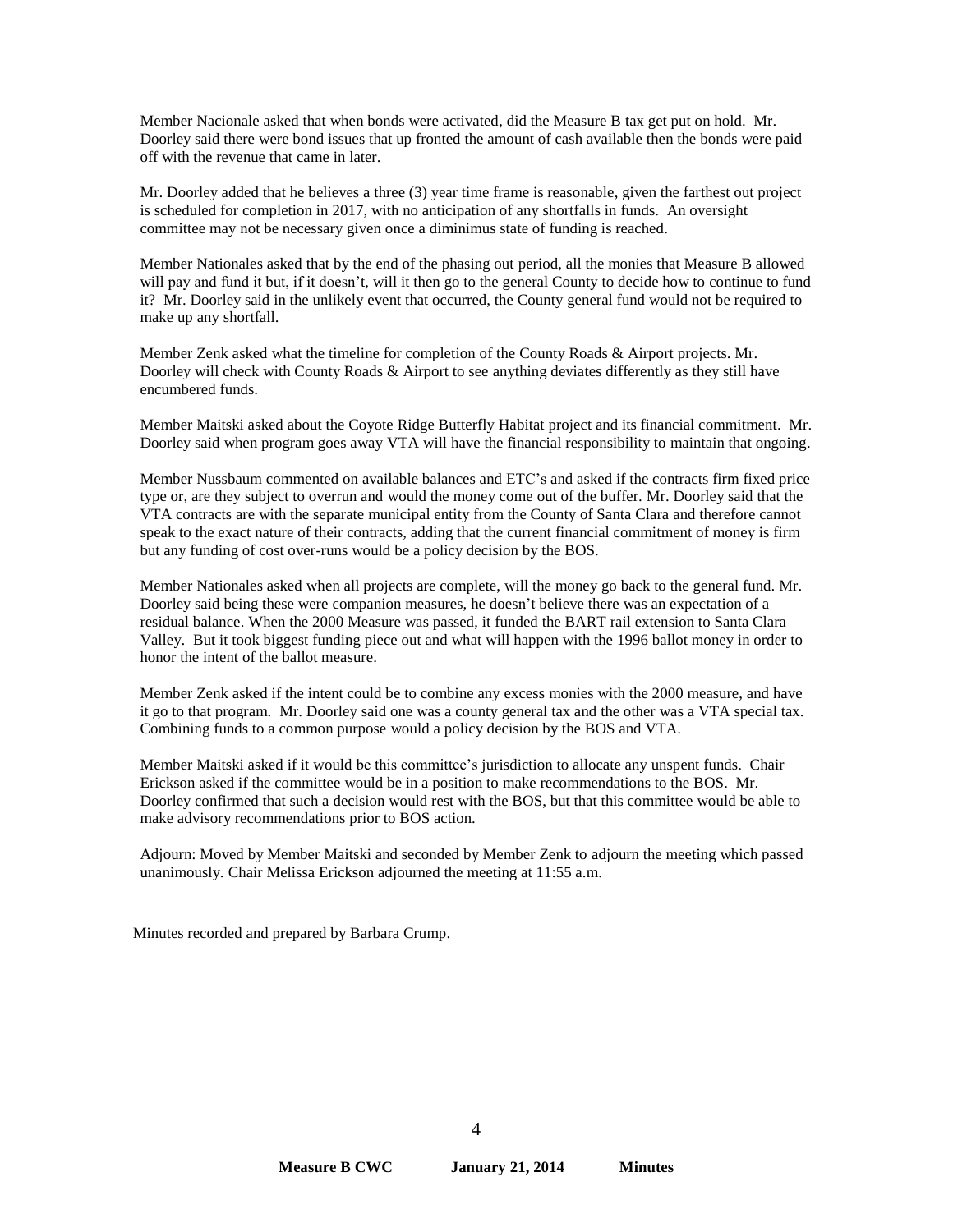Member Nacionale asked that when bonds were activated, did the Measure B tax get put on hold. Mr. Doorley said there were bond issues that up fronted the amount of cash available then the bonds were paid off with the revenue that came in later.

Mr. Doorley added that he believes a three (3) year time frame is reasonable, given the farthest out project is scheduled for completion in 2017, with no anticipation of any shortfalls in funds. An oversight committee may not be necessary given once a diminimus state of funding is reached.

Member Nationales asked that by the end of the phasing out period, all the monies that Measure B allowed will pay and fund it but, if it doesn't, will it then go to the general County to decide how to continue to fund it? Mr. Doorley said in the unlikely event that occurred, the County general fund would not be required to make up any shortfall.

Member Zenk asked what the timeline for completion of the County Roads & Airport projects. Mr. Doorley will check with County Roads & Airport to see anything deviates differently as they still have encumbered funds.

Member Maitski asked about the Coyote Ridge Butterfly Habitat project and its financial commitment. Mr. Doorley said when program goes away VTA will have the financial responsibility to maintain that ongoing.

Member Nussbaum commented on available balances and ETC's and asked if the contracts firm fixed price type or, are they subject to overrun and would the money come out of the buffer. Mr. Doorley said that the VTA contracts are with the separate municipal entity from the County of Santa Clara and therefore cannot speak to the exact nature of their contracts, adding that the current financial commitment of money is firm but any funding of cost over-runs would be a policy decision by the BOS.

Member Nationales asked when all projects are complete, will the money go back to the general fund. Mr. Doorley said being these were companion measures, he doesn't believe there was an expectation of a residual balance. When the 2000 Measure was passed, it funded the BART rail extension to Santa Clara Valley. But it took biggest funding piece out and what will happen with the 1996 ballot money in order to honor the intent of the ballot measure.

Member Zenk asked if the intent could be to combine any excess monies with the 2000 measure, and have it go to that program. Mr. Doorley said one was a county general tax and the other was a VTA special tax. Combining funds to a common purpose would a policy decision by the BOS and VTA.

Member Maitski asked if it would be this committee's jurisdiction to allocate any unspent funds. Chair Erickson asked if the committee would be in a position to make recommendations to the BOS. Mr. Doorley confirmed that such a decision would rest with the BOS, but that this committee would be able to make advisory recommendations prior to BOS action.

Adjourn: Moved by Member Maitski and seconded by Member Zenk to adjourn the meeting which passed unanimously. Chair Melissa Erickson adjourned the meeting at 11:55 a.m.

Minutes recorded and prepared by Barbara Crump.